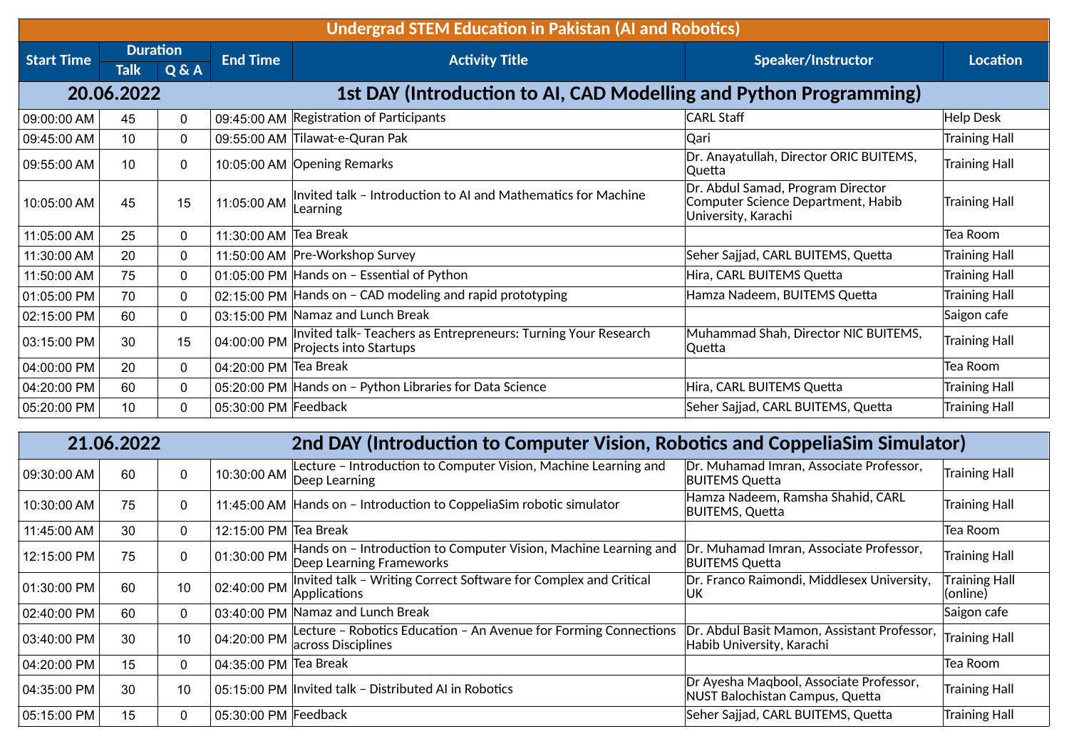# Undergrad STEM Education in Pakistan (AI and Robotics)

| Start Time | Duration | | End Time | Activity Title | Speaker/Instructor | Location |
|---|---|---|---|---|---|---|
| | Talk | Q & A | | | | |
| **20.06.2022** | | | | **1st DAY (Introduction to AI, CAD Modelling and Python Programming)** | | |
| 09:00:00 AM | 45 | 0 | 09:45:00 AM | Registration of Participants | CARL Staff | Help Desk |
| 09:45:00 AM | 10 | 0 | 09:55:00 AM | Tilawat-e-Quran Pak | Qari | Training Hall |
| 09:55:00 AM | 10 | 0 | 10:05:00 AM | Opening Remarks | Dr. Anayatullah, Director ORIC BUITEMS, Quetta | Training Hall |
| 10:05:00 AM | 45 | 15 | 11:05:00 AM | Invited talk – Introduction to AI and Mathematics for Machine Learning | Dr. Abdul Samad, Program Director Computer Science Department, Habib University, Karachi | Training Hall |
| 11:05:00 AM | 25 | 0 | 11:30:00 AM | Tea Break | | Tea Room |
| 11:30:00 AM | 20 | 0 | 11:50:00 AM | Pre-Workshop Survey | Seher Sajjad, CARL BUITEMS, Quetta | Training Hall |
| 11:50:00 AM | 75 | 0 | 01:05:00 PM | Hands on – Essential of Python | Hira, CARL BUITEMS Quetta | Training Hall |
| 01:05:00 PM | 70 | 0 | 02:15:00 PM | Hands on – CAD modeling and rapid prototyping | Hamza Nadeem, BUITEMS Quetta | Training Hall |
| 02:15:00 PM | 60 | 0 | 03:15:00 PM | Namaz and Lunch Break | | Saigon cafe |
| 03:15:00 PM | 30 | 15 | 04:00:00 PM | Invited talk- Teachers as Entrepreneurs: Turning Your Research Projects into Startups | Muhammad Shah, Director NIC BUITEMS, Quetta | Training Hall |
| 04:00:00 PM | 20 | 0 | 04:20:00 PM | Tea Break | | Tea Room |
| 04:20:00 PM | 60 | 0 | 05:20:00 PM | Hands on – Python Libraries for Data Science | Hira, CARL BUITEMS Quetta | Training Hall |
| 05:20:00 PM | 10 | 0 | 05:30:00 PM | Feedback | Seher Sajjad, CARL BUITEMS, Quetta | Training Hall |
| **21.06.2022** | | | | **2nd DAY (Introduction to Computer Vision, Robotics and CoppeliaSim Simulator)** | | |
| 09:30:00 AM | 60 | 0 | 10:30:00 AM | Lecture – Introduction to Computer Vision, Machine Learning and Deep Learning | Dr. Muhamad Imran, Associate Professor, BUITEMS Quetta | Training Hall |
| 10:30:00 AM | 75 | 0 | 11:45:00 AM | Hands on – Introduction to CoppeliaSim robotic simulator | Hamza Nadeem, Ramsha Shahid, CARL BUITEMS, Quetta | Training Hall |
| 11:45:00 AM | 30 | 0 | 12:15:00 PM | Tea Break | | Tea Room |
| 12:15:00 PM | 75 | 0 | 01:30:00 PM | Hands on – Introduction to Computer Vision, Machine Learning and Deep Learning Frameworks | Dr. Muhamad Imran, Associate Professor, BUITEMS Quetta | Training Hall |
| 01:30:00 PM | 60 | 10 | 02:40:00 PM | Invited talk – Writing Correct Software for Complex and Critical Applications | Dr. Franco Raimondi, Middlesex University, UK | Training Hall (online) |
| 02:40:00 PM | 60 | 0 | 03:40:00 PM | Namaz and Lunch Break | | Saigon cafe |
| 03:40:00 PM | 30 | 10 | 04:20:00 PM | Lecture – Robotics Education – An Avenue for Forming Connections across Disciplines | Dr. Abdul Basit Mamon, Assistant Professor, Habib University, Karachi | Training Hall |
| 04:20:00 PM | 15 | 0 | 04:35:00 PM | Tea Break | | Tea Room |
| 04:35:00 PM | 30 | 10 | 05:15:00 PM | Invited talk – Distributed AI in Robotics | Dr Ayesha Maqbool, Associate Professor, NUST Balochistan Campus, Quetta | Training Hall |
| 05:15:00 PM | 15 | 0 | 05:30:00 PM | Feedback | Seher Sajjad, CARL BUITEMS, Quetta | Training Hall |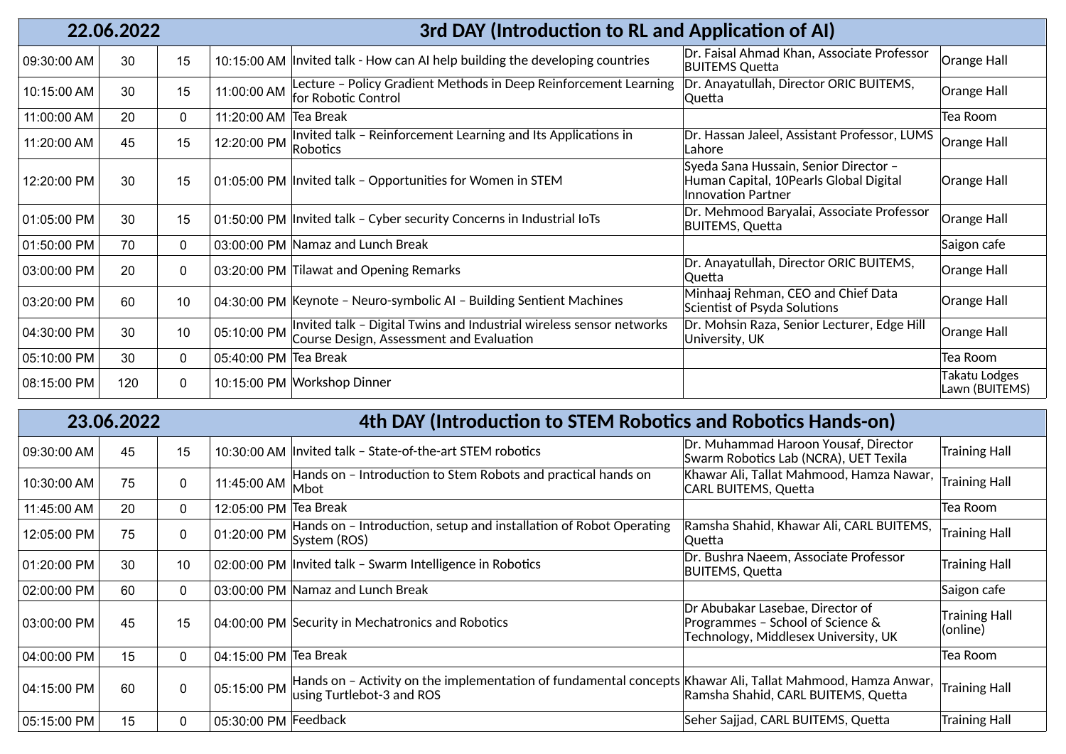| 22.06.2022 | | | | 3rd DAY (Introduction to RL and Application of AI) | | |
|---|---|---|---|---|---|---|
| 09:30:00 AM | 30 | 15 | 10:15:00 AM | Invited talk - How can AI help building the developing countries | Dr. Faisal Ahmad Khan, Associate Professor BUITEMS Quetta | Orange Hall |
| 10:15:00 AM | 30 | 15 | 11:00:00 AM | Lecture – Policy Gradient Methods in Deep Reinforcement Learning for Robotic Control | Dr. Anayatullah, Director ORIC BUITEMS, Quetta | Orange Hall |
| 11:00:00 AM | 20 | 0 | 11:20:00 AM | Tea Break | | Tea Room |
| 11:20:00 AM | 45 | 15 | 12:20:00 PM | Invited talk – Reinforcement Learning and Its Applications in Robotics | Dr. Hassan Jaleel, Assistant Professor, LUMS Lahore | Orange Hall |
| 12:20:00 PM | 30 | 15 | 01:05:00 PM | Invited talk – Opportunities for Women in STEM | Syeda Sana Hussain, Senior Director – Human Capital, 10Pearls Global Digital Innovation Partner | Orange Hall |
| 01:05:00 PM | 30 | 15 | 01:50:00 PM | Invited talk – Cyber security Concerns in Industrial IoTs | Dr. Mehmood Baryalai, Associate Professor BUITEMS, Quetta | Orange Hall |
| 01:50:00 PM | 70 | 0 | 03:00:00 PM | Namaz and Lunch Break | | Saigon cafe |
| 03:00:00 PM | 20 | 0 | 03:20:00 PM | Tilawat and Opening Remarks | Dr. Anayatullah, Director ORIC BUITEMS, Quetta | Orange Hall |
| 03:20:00 PM | 60 | 10 | 04:30:00 PM | Keynote – Neuro-symbolic AI – Building Sentient Machines | Minhaaj Rehman, CEO and Chief Data Scientist of Psyda Solutions | Orange Hall |
| 04:30:00 PM | 30 | 10 | 05:10:00 PM | Invited talk – Digital Twins and Industrial wireless sensor networks Course Design, Assessment and Evaluation | Dr. Mohsin Raza, Senior Lecturer, Edge Hill University, UK | Orange Hall |
| 05:10:00 PM | 30 | 0 | 05:40:00 PM | Tea Break | | Tea Room |
| 08:15:00 PM | 120 | 0 | 10:15:00 PM | Workshop Dinner | | Takatu Lodges Lawn (BUITEMS) |

| 23.06.2022 | | | | 4th DAY (Introduction to STEM Robotics and Robotics Hands-on) | | |
|---|---|---|---|---|---|---|
| 09:30:00 AM | 45 | 15 | 10:30:00 AM | Invited talk – State-of-the-art STEM robotics | Dr. Muhammad Haroon Yousaf, Director Swarm Robotics Lab (NCRA), UET Texila | Training Hall |
| 10:30:00 AM | 75 | 0 | 11:45:00 AM | Hands on – Introduction to Stem Robots and practical hands on Mbot | Khawar Ali, Tallat Mahmood, Hamza Nawar, CARL BUITEMS, Quetta | Training Hall |
| 11:45:00 AM | 20 | 0 | 12:05:00 PM | Tea Break | | Tea Room |
| 12:05:00 PM | 75 | 0 | 01:20:00 PM | Hands on – Introduction, setup and installation of Robot Operating System (ROS) | Ramsha Shahid, Khawar Ali, CARL BUITEMS, Quetta | Training Hall |
| 01:20:00 PM | 30 | 10 | 02:00:00 PM | Invited talk – Swarm Intelligence in Robotics | Dr. Bushra Naeem, Associate Professor BUITEMS, Quetta | Training Hall |
| 02:00:00 PM | 60 | 0 | 03:00:00 PM | Namaz and Lunch Break | | Saigon cafe |
| 03:00:00 PM | 45 | 15 | 04:00:00 PM | Security in Mechatronics and Robotics | Dr Abubakar Lasebae, Director of Programmes – School of Science & Technology, Middlesex University, UK | Training Hall (online) |
| 04:00:00 PM | 15 | 0 | 04:15:00 PM | Tea Break | | Tea Room |
| 04:15:00 PM | 60 | 0 | 05:15:00 PM | Hands on – Activity on the implementation of fundamental concepts using Turtlebot-3 and ROS | Khawar Ali, Tallat Mahmood, Hamza Anwar, Ramsha Shahid, CARL BUITEMS, Quetta | Training Hall |
| 05:15:00 PM | 15 | 0 | 05:30:00 PM | Feedback | Seher Sajjad, CARL BUITEMS, Quetta | Training Hall |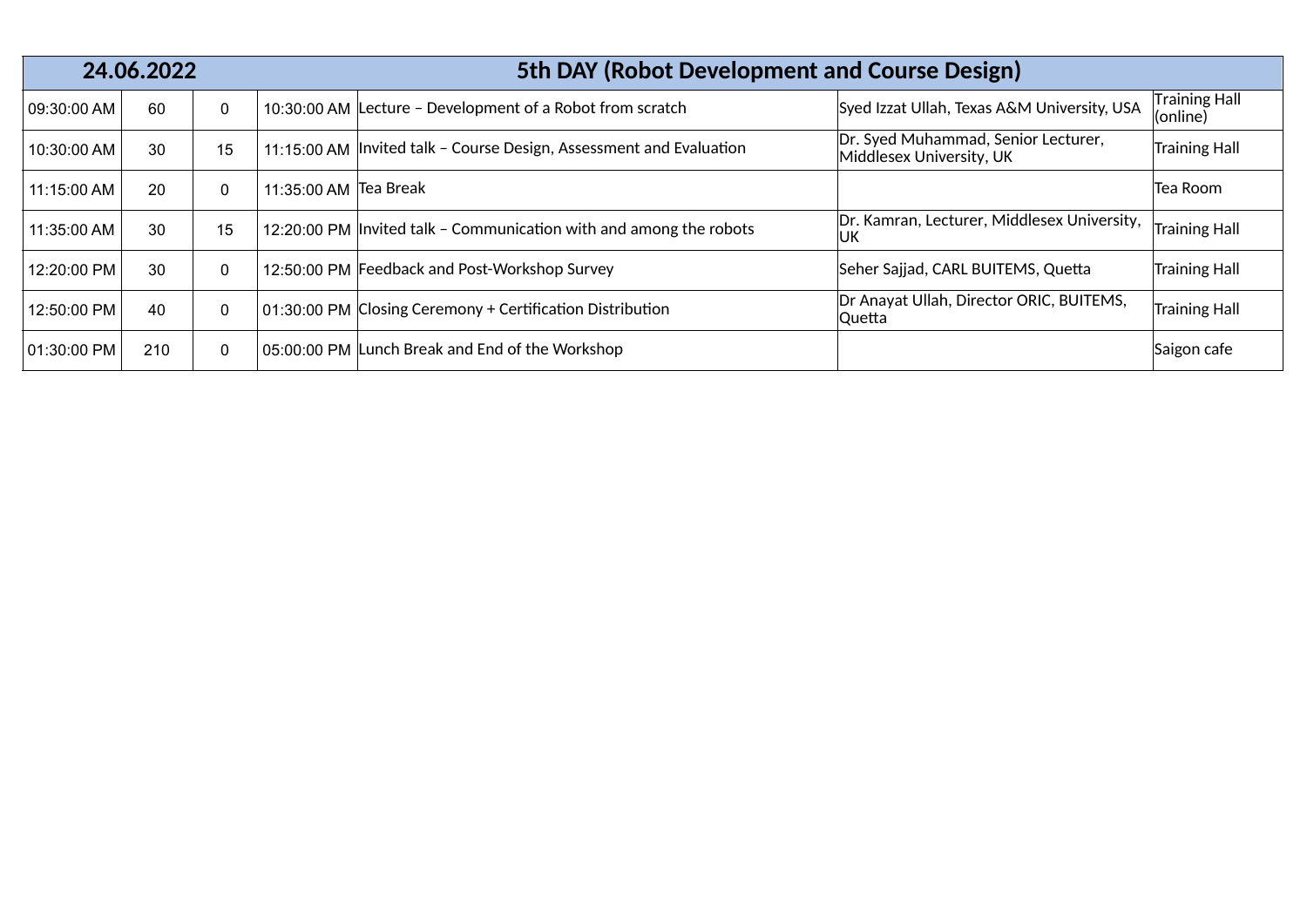| 24.06.2022 | | | | 5th DAY (Robot Development and Course Design) | | |
|---|---|---|---|---|---|---|
| 09:30:00 AM | 60 | 0 | 10:30:00 AM | Lecture – Development of a Robot from scratch | Syed Izzat Ullah, Texas A&M University, USA | Training Hall (online) |
| 10:30:00 AM | 30 | 15 | 11:15:00 AM | Invited talk – Course Design, Assessment and Evaluation | Dr. Syed Muhammad, Senior Lecturer, Middlesex University, UK | Training Hall |
| 11:15:00 AM | 20 | 0 | 11:35:00 AM | Tea Break | | Tea Room |
| 11:35:00 AM | 30 | 15 | 12:20:00 PM | Invited talk – Communication with and among the robots | Dr. Kamran, Lecturer, Middlesex University, UK | Training Hall |
| 12:20:00 PM | 30 | 0 | 12:50:00 PM | Feedback and Post-Workshop Survey | Seher Sajjad, CARL BUITEMS, Quetta | Training Hall |
| 12:50:00 PM | 40 | 0 | 01:30:00 PM | Closing Ceremony + Certification Distribution | Dr Anayat Ullah, Director ORIC, BUITEMS, Quetta | Training Hall |
| 01:30:00 PM | 210 | 0 | 05:00:00 PM | Lunch Break and End of the Workshop | | Saigon cafe |